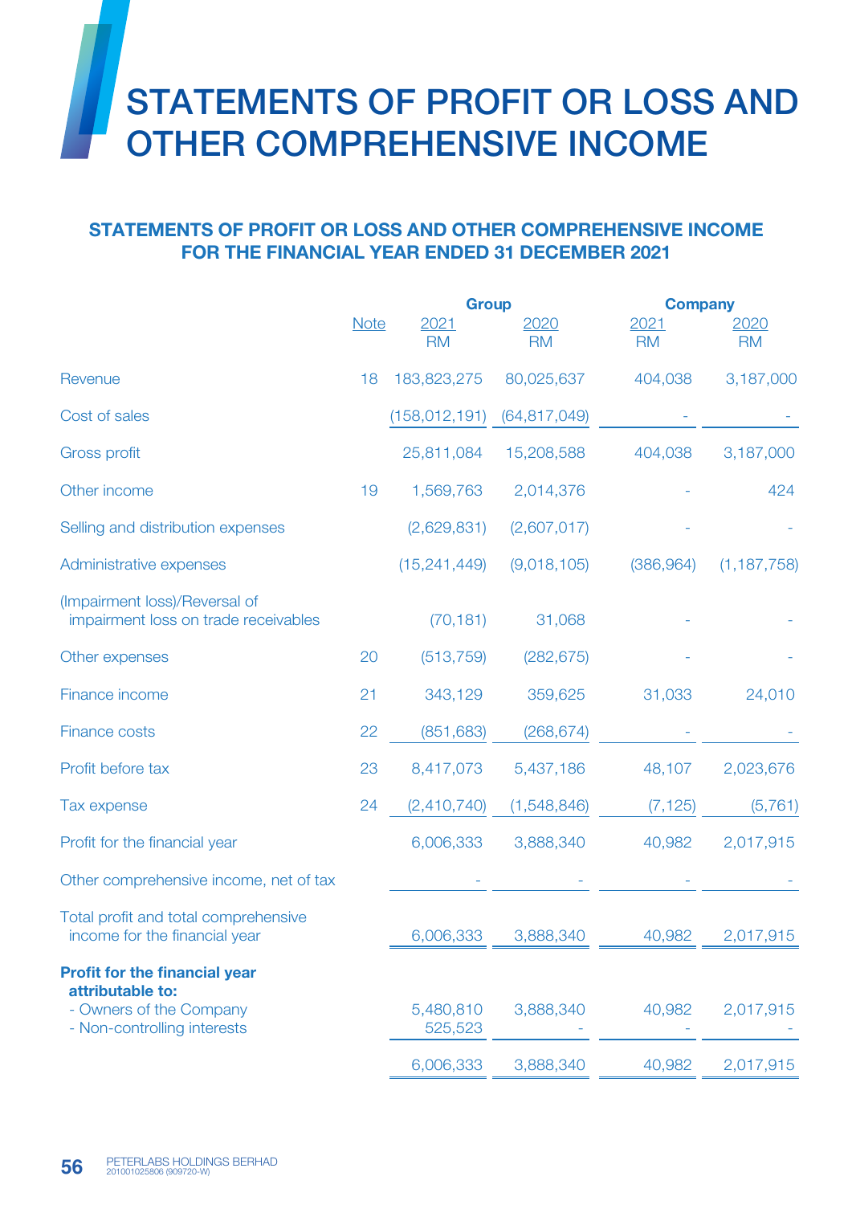# STATEMENTS OF PROFIT OR LOSS AND OTHER COMPREHENSIVE INCOME

## STATEMENTS OF PROFIT OR LOSS AND OTHER COMPREHENSIVE INCOME FOR THE FINANCIAL YEAR ENDED 31 DECEMBER 2021

| | Note | Group | | Company | |
|---|---|---|---|---|---|
| | | 2021<br>RM | 2020<br>RM | 2021<br>RM | 2020<br>RM |
| Revenue | 18 | 183,823,275 | 80,025,637 | 404,038 | 3,187,000 |
| Cost of sales | | (158,012,191) | (64,817,049) | - | - |
| Gross profit | | 25,811,084 | 15,208,588 | 404,038 | 3,187,000 |
| Other income | 19 | 1,569,763 | 2,014,376 | - | 424 |
| Selling and distribution expenses | | (2,629,831) | (2,607,017) | - | - |
| Administrative expenses | | (15,241,449) | (9,018,105) | (386,964) | (1,187,758) |
| (Impairment loss)/Reversal of impairment loss on trade receivables | | (70,181) | 31,068 | - | - |
| Other expenses | 20 | (513,759) | (282,675) | - | - |
| Finance income | 21 | 343,129 | 359,625 | 31,033 | 24,010 |
| Finance costs | 22 | (851,683) | (268,674) | - | - |
| Profit before tax | 23 | 8,417,073 | 5,437,186 | 48,107 | 2,023,676 |
| Tax expense | 24 | (2,410,740) | (1,548,846) | (7,125) | (5,761) |
| Profit for the financial year | | 6,006,333 | 3,888,340 | 40,982 | 2,017,915 |
| Other comprehensive income, net of tax | | - | - | - | - |
| Total profit and total comprehensive income for the financial year | | 6,006,333 | 3,888,340 | 40,982 | 2,017,915 |
| **Profit for the financial year attributable to:** | | | | | |
| - Owners of the Company | | 5,480,810 | 3,888,340 | 40,982 | 2,017,915 |
| - Non-controlling interests | | 525,523 | - | - | - |
| | | 6,006,333 | 3,888,340 | 40,982 | 2,017,915 |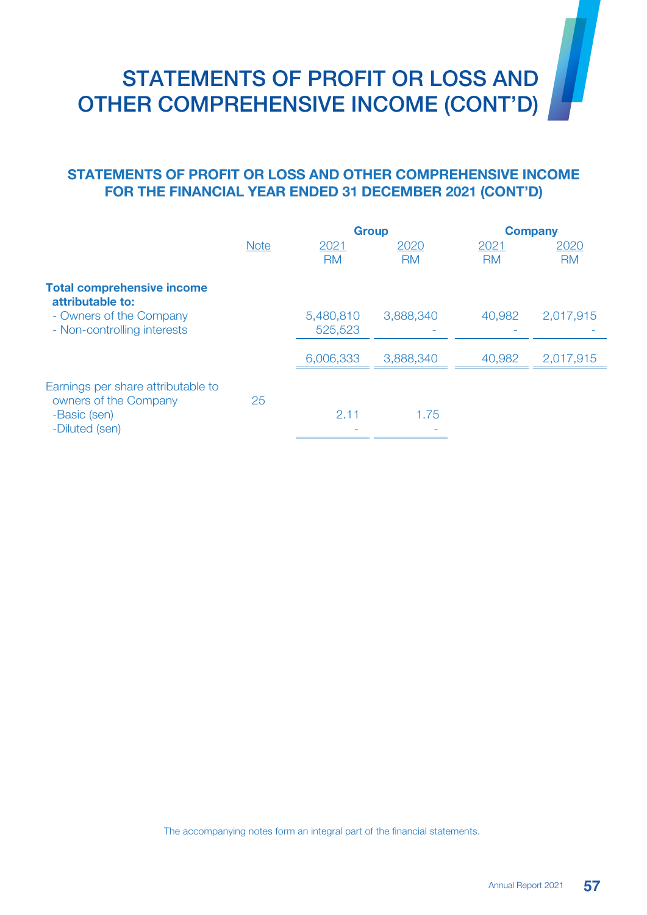# STATEMENTS OF PROFIT OR LOSS AND OTHER COMPREHENSIVE INCOME (CONT'D)

## STATEMENTS OF PROFIT OR LOSS AND OTHER COMPREHENSIVE INCOME FOR THE FINANCIAL YEAR ENDED 31 DECEMBER 2021 (CONT'D)

| | | Group | | Company | |
|---|---|---|---|---|---|
| | Note | 2021<br>RM | 2020<br>RM | 2021<br>RM | 2020<br>RM |
| **Total comprehensive income attributable to:** | | | | | |
| - Owners of the Company | | 5,480,810 | 3,888,340 | 40,982 | 2,017,915 |
| - Non-controlling interests | | 525,523 | - | - | - |
| | | 6,006,333 | 3,888,340 | 40,982 | 2,017,915 |
| Earnings per share attributable to owners of the Company | 25 | | | | |
| -Basic (sen) | | 2.11 | 1.75 | | |
| -Diluted (sen) | | - | - | | |

The accompanying notes form an integral part of the financial statements.